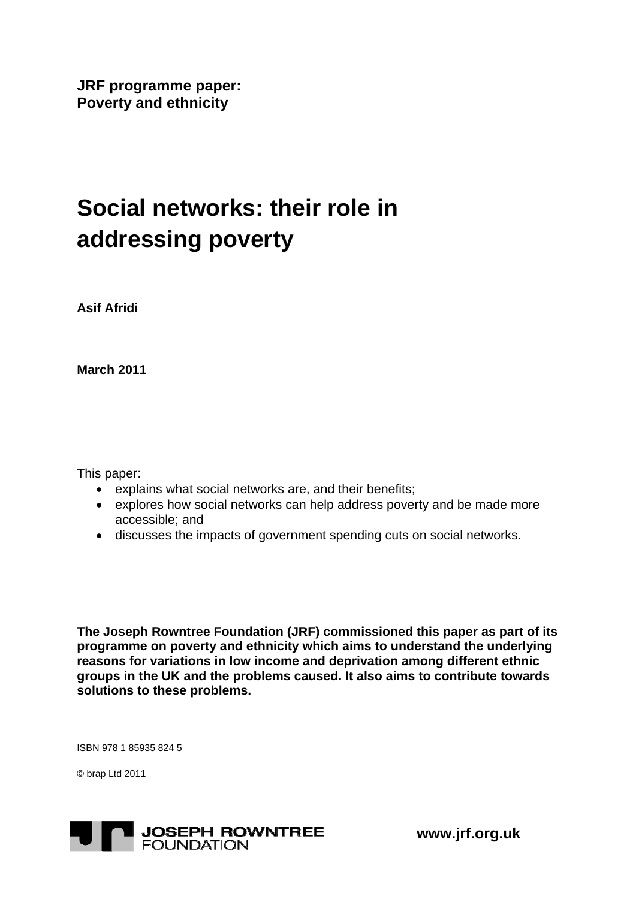**JRF programme paper:**
**Poverty and ethnicity**

# Social networks: their role in addressing poverty

**Asif Afridi**

**March 2011**

This paper:

- explains what social networks are, and their benefits;
- explores how social networks can help address poverty and be made more accessible; and
- discusses the impacts of government spending cuts on social networks.

**The Joseph Rowntree Foundation (JRF) commissioned this paper as part of its programme on poverty and ethnicity which aims to understand the underlying reasons for variations in low income and deprivation among different ethnic groups in the UK and the problems caused. It also aims to contribute towards solutions to these problems.**

ISBN 978 1 85935 824 5

© brap Ltd 2011

JOSEPH ROWNTREE FOUNDATION

**www.jrf.org.uk**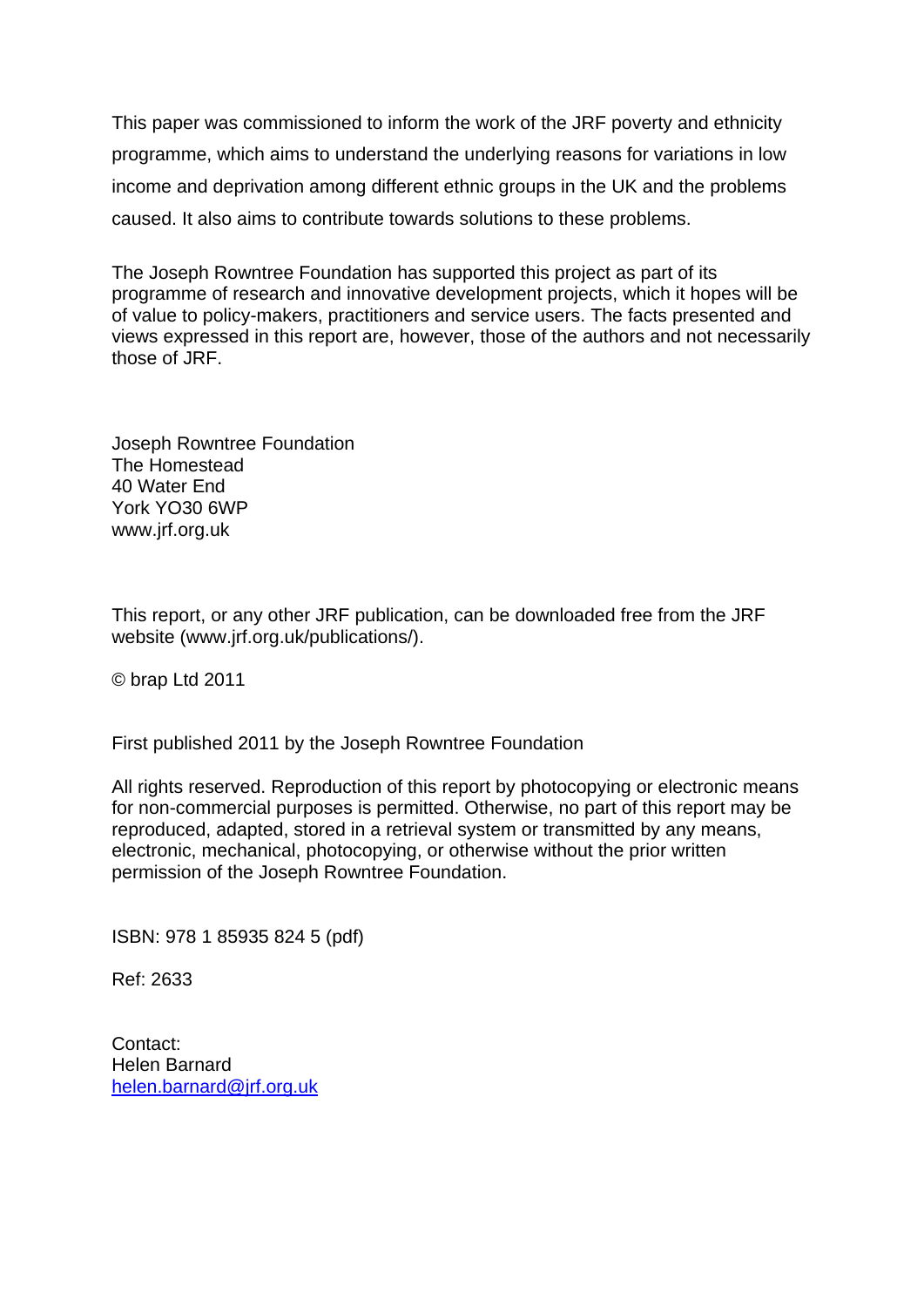This paper was commissioned to inform the work of the JRF poverty and ethnicity programme, which aims to understand the underlying reasons for variations in low income and deprivation among different ethnic groups in the UK and the problems caused. It also aims to contribute towards solutions to these problems.

The Joseph Rowntree Foundation has supported this project as part of its programme of research and innovative development projects, which it hopes will be of value to policy-makers, practitioners and service users. The facts presented and views expressed in this report are, however, those of the authors and not necessarily those of JRF.

Joseph Rowntree Foundation  
The Homestead  
40 Water End  
York YO30 6WP  
www.jrf.org.uk

This report, or any other JRF publication, can be downloaded free from the JRF website (www.jrf.org.uk/publications/).

© brap Ltd 2011

First published 2011 by the Joseph Rowntree Foundation

All rights reserved. Reproduction of this report by photocopying or electronic means for non-commercial purposes is permitted. Otherwise, no part of this report may be reproduced, adapted, stored in a retrieval system or transmitted by any means, electronic, mechanical, photocopying, or otherwise without the prior written permission of the Joseph Rowntree Foundation.

ISBN: 978 1 85935 824 5 (pdf)

Ref: 2633

Contact:  
Helen Barnard  
helen.barnard@jrf.org.uk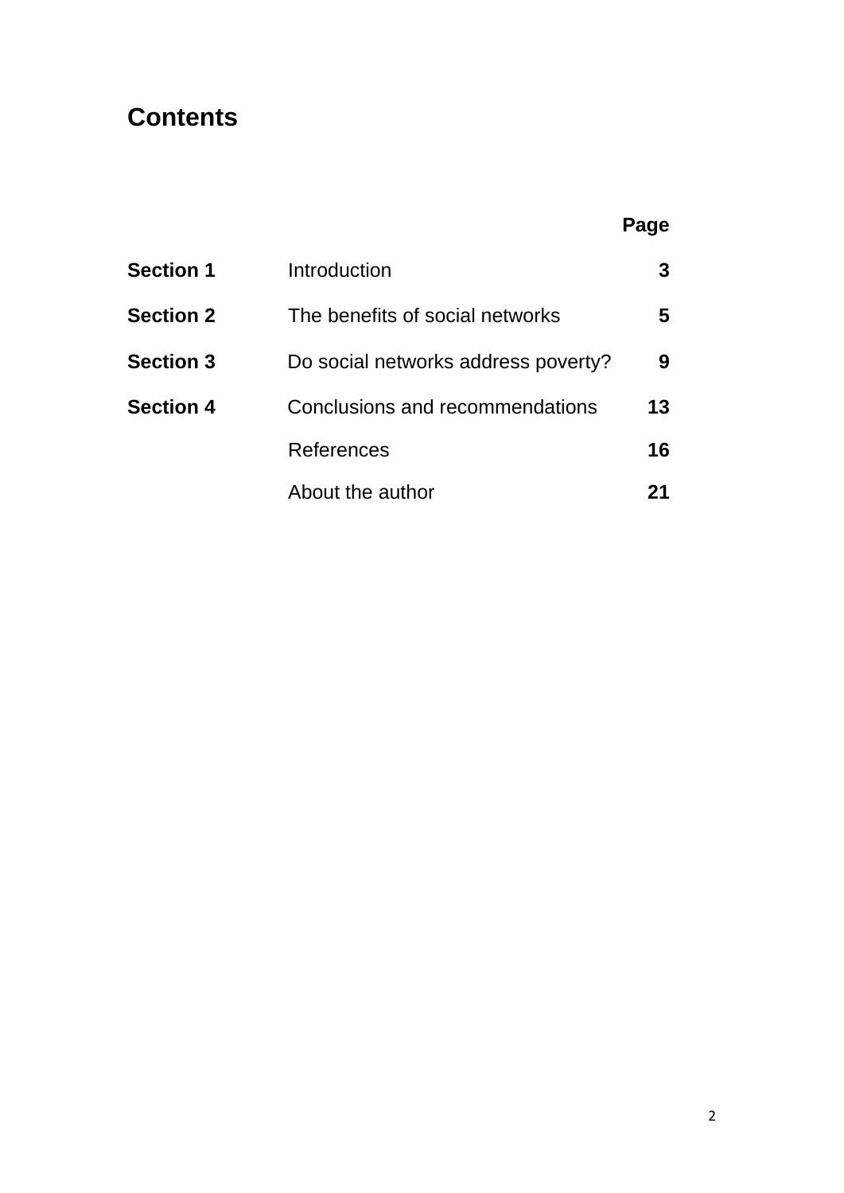# Contents

| | | Page |
|---|---|---|
| **Section 1** | Introduction | **3** |
| **Section 2** | The benefits of social networks | **5** |
| **Section 3** | Do social networks address poverty? | **9** |
| **Section 4** | Conclusions and recommendations | **13** |
| | References | **16** |
| | About the author | **21** |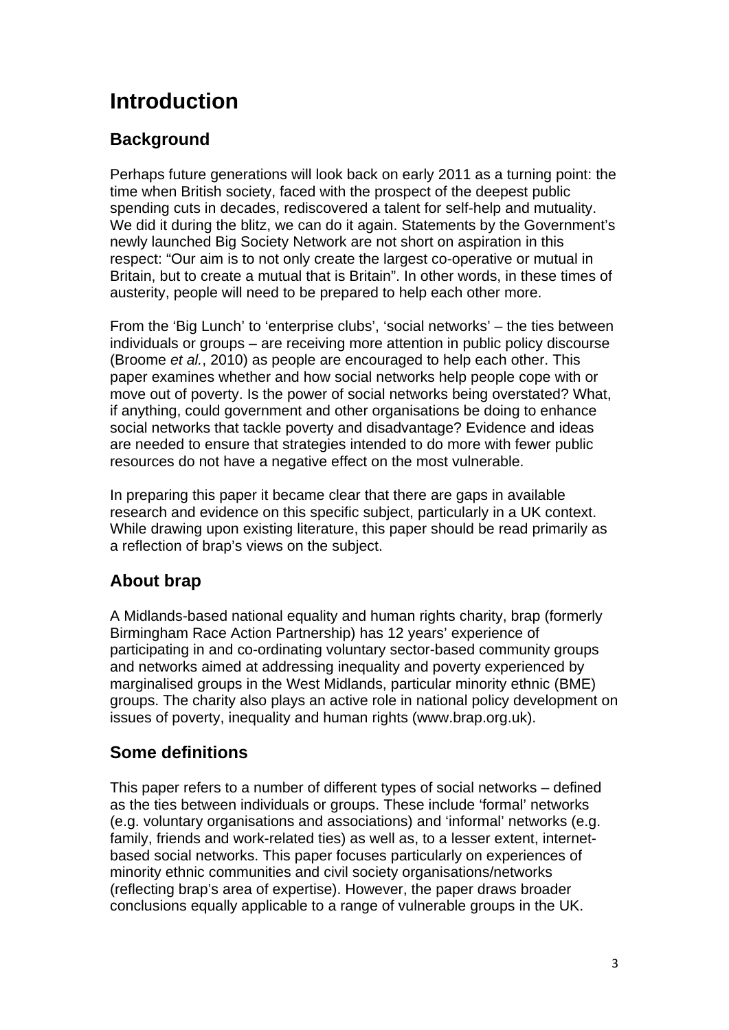# Introduction

## Background

Perhaps future generations will look back on early 2011 as a turning point: the time when British society, faced with the prospect of the deepest public spending cuts in decades, rediscovered a talent for self-help and mutuality. We did it during the blitz, we can do it again. Statements by the Government's newly launched Big Society Network are not short on aspiration in this respect: "Our aim is to not only create the largest co-operative or mutual in Britain, but to create a mutual that is Britain". In other words, in these times of austerity, people will need to be prepared to help each other more.

From the 'Big Lunch' to 'enterprise clubs', 'social networks' – the ties between individuals or groups – are receiving more attention in public policy discourse (Broome *et al.*, 2010) as people are encouraged to help each other. This paper examines whether and how social networks help people cope with or move out of poverty. Is the power of social networks being overstated? What, if anything, could government and other organisations be doing to enhance social networks that tackle poverty and disadvantage? Evidence and ideas are needed to ensure that strategies intended to do more with fewer public resources do not have a negative effect on the most vulnerable.

In preparing this paper it became clear that there are gaps in available research and evidence on this specific subject, particularly in a UK context. While drawing upon existing literature, this paper should be read primarily as a reflection of brap's views on the subject.

## About brap

A Midlands-based national equality and human rights charity, brap (formerly Birmingham Race Action Partnership) has 12 years' experience of participating in and co-ordinating voluntary sector-based community groups and networks aimed at addressing inequality and poverty experienced by marginalised groups in the West Midlands, particular minority ethnic (BME) groups. The charity also plays an active role in national policy development on issues of poverty, inequality and human rights (www.brap.org.uk).

## Some definitions

This paper refers to a number of different types of social networks – defined as the ties between individuals or groups. These include 'formal' networks (e.g. voluntary organisations and associations) and 'informal' networks (e.g. family, friends and work-related ties) as well as, to a lesser extent, internet-based social networks. This paper focuses particularly on experiences of minority ethnic communities and civil society organisations/networks (reflecting brap's area of expertise). However, the paper draws broader conclusions equally applicable to a range of vulnerable groups in the UK.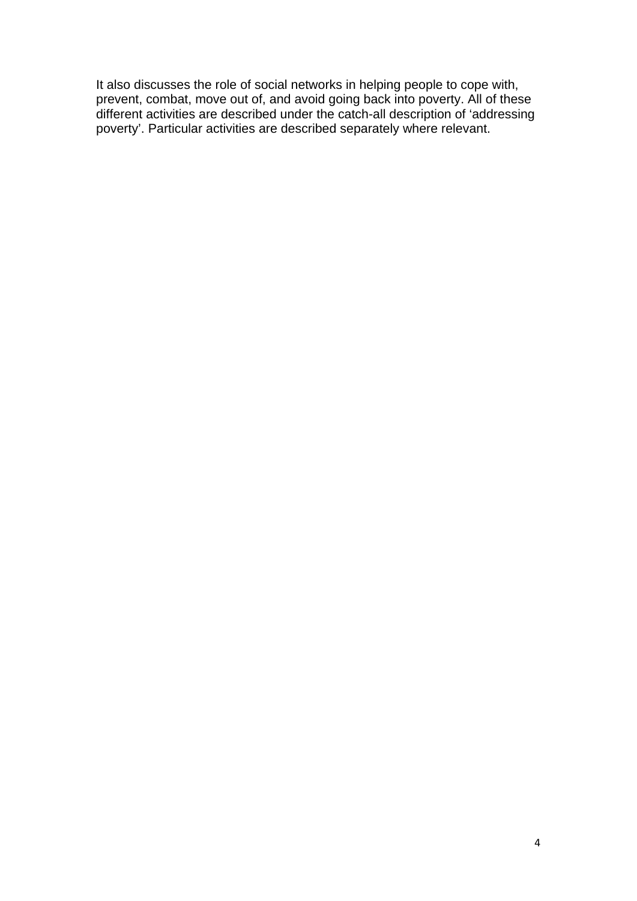It also discusses the role of social networks in helping people to cope with, prevent, combat, move out of, and avoid going back into poverty. All of these different activities are described under the catch-all description of ‘addressing poverty’. Particular activities are described separately where relevant.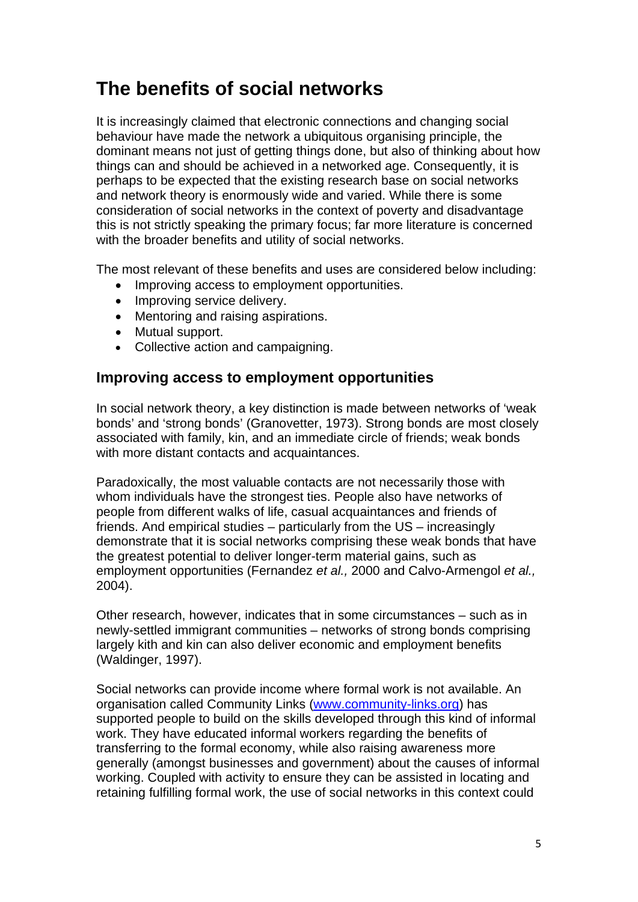# The benefits of social networks

It is increasingly claimed that electronic connections and changing social behaviour have made the network a ubiquitous organising principle, the dominant means not just of getting things done, but also of thinking about how things can and should be achieved in a networked age. Consequently, it is perhaps to be expected that the existing research base on social networks and network theory is enormously wide and varied. While there is some consideration of social networks in the context of poverty and disadvantage this is not strictly speaking the primary focus; far more literature is concerned with the broader benefits and utility of social networks.

The most relevant of these benefits and uses are considered below including:

- Improving access to employment opportunities.
- Improving service delivery.
- Mentoring and raising aspirations.
- Mutual support.
- Collective action and campaigning.

## Improving access to employment opportunities

In social network theory, a key distinction is made between networks of 'weak bonds' and 'strong bonds' (Granovetter, 1973). Strong bonds are most closely associated with family, kin, and an immediate circle of friends; weak bonds with more distant contacts and acquaintances.

Paradoxically, the most valuable contacts are not necessarily those with whom individuals have the strongest ties. People also have networks of people from different walks of life, casual acquaintances and friends of friends. And empirical studies – particularly from the US – increasingly demonstrate that it is social networks comprising these weak bonds that have the greatest potential to deliver longer-term material gains, such as employment opportunities (Fernandez *et al.,* 2000 and Calvo-Armengol *et al.,* 2004).

Other research, however, indicates that in some circumstances – such as in newly-settled immigrant communities – networks of strong bonds comprising largely kith and kin can also deliver economic and employment benefits (Waldinger, 1997).

Social networks can provide income where formal work is not available. An organisation called Community Links (www.community-links.org) has supported people to build on the skills developed through this kind of informal work. They have educated informal workers regarding the benefits of transferring to the formal economy, while also raising awareness more generally (amongst businesses and government) about the causes of informal working. Coupled with activity to ensure they can be assisted in locating and retaining fulfilling formal work, the use of social networks in this context could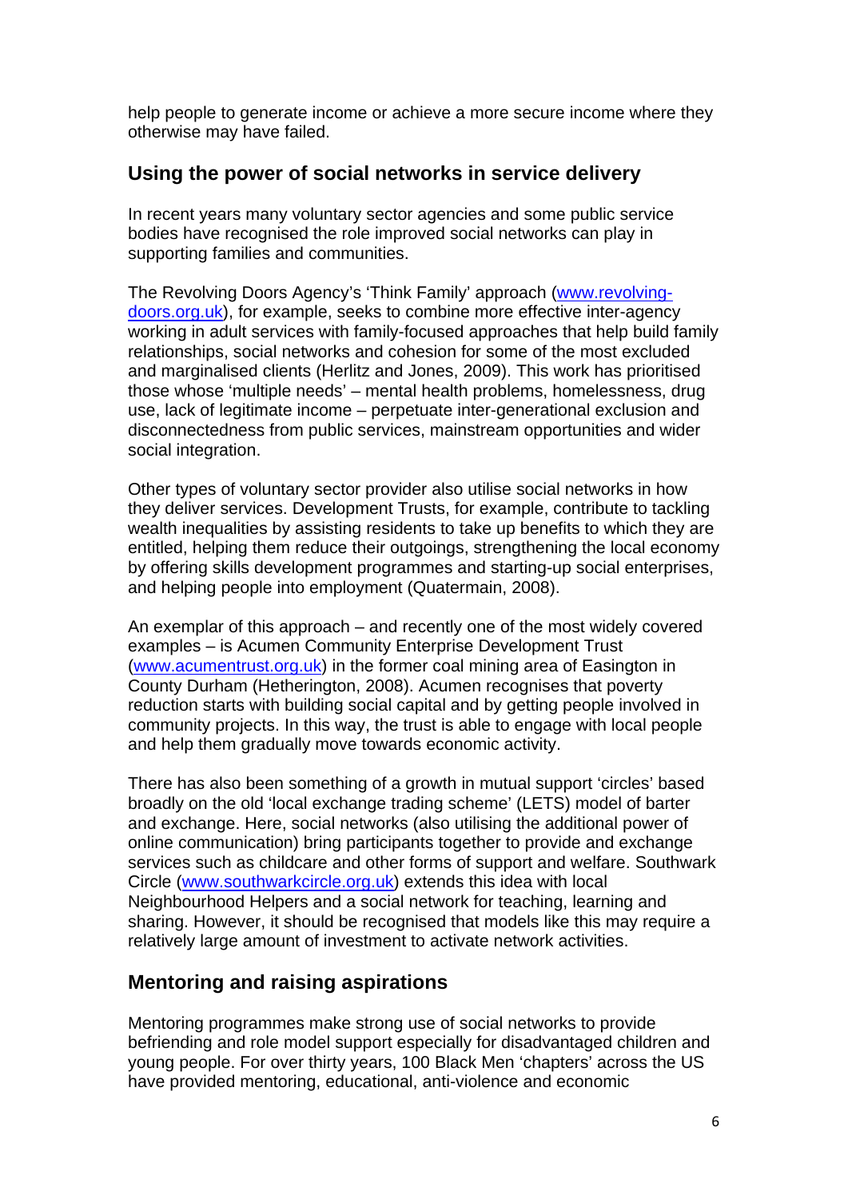help people to generate income or achieve a more secure income where they otherwise may have failed.

## Using the power of social networks in service delivery

In recent years many voluntary sector agencies and some public service bodies have recognised the role improved social networks can play in supporting families and communities.

The Revolving Doors Agency's 'Think Family' approach (www.revolving-doors.org.uk), for example, seeks to combine more effective inter-agency working in adult services with family-focused approaches that help build family relationships, social networks and cohesion for some of the most excluded and marginalised clients (Herlitz and Jones, 2009). This work has prioritised those whose 'multiple needs' – mental health problems, homelessness, drug use, lack of legitimate income – perpetuate inter-generational exclusion and disconnectedness from public services, mainstream opportunities and wider social integration.

Other types of voluntary sector provider also utilise social networks in how they deliver services. Development Trusts, for example, contribute to tackling wealth inequalities by assisting residents to take up benefits to which they are entitled, helping them reduce their outgoings, strengthening the local economy by offering skills development programmes and starting-up social enterprises, and helping people into employment (Quatermain, 2008).

An exemplar of this approach – and recently one of the most widely covered examples – is Acumen Community Enterprise Development Trust (www.acumentrust.org.uk) in the former coal mining area of Easington in County Durham (Hetherington, 2008). Acumen recognises that poverty reduction starts with building social capital and by getting people involved in community projects. In this way, the trust is able to engage with local people and help them gradually move towards economic activity.

There has also been something of a growth in mutual support 'circles' based broadly on the old 'local exchange trading scheme' (LETS) model of barter and exchange. Here, social networks (also utilising the additional power of online communication) bring participants together to provide and exchange services such as childcare and other forms of support and welfare. Southwark Circle (www.southwarkcircle.org.uk) extends this idea with local Neighbourhood Helpers and a social network for teaching, learning and sharing. However, it should be recognised that models like this may require a relatively large amount of investment to activate network activities.

## Mentoring and raising aspirations

Mentoring programmes make strong use of social networks to provide befriending and role model support especially for disadvantaged children and young people. For over thirty years, 100 Black Men 'chapters' across the US have provided mentoring, educational, anti-violence and economic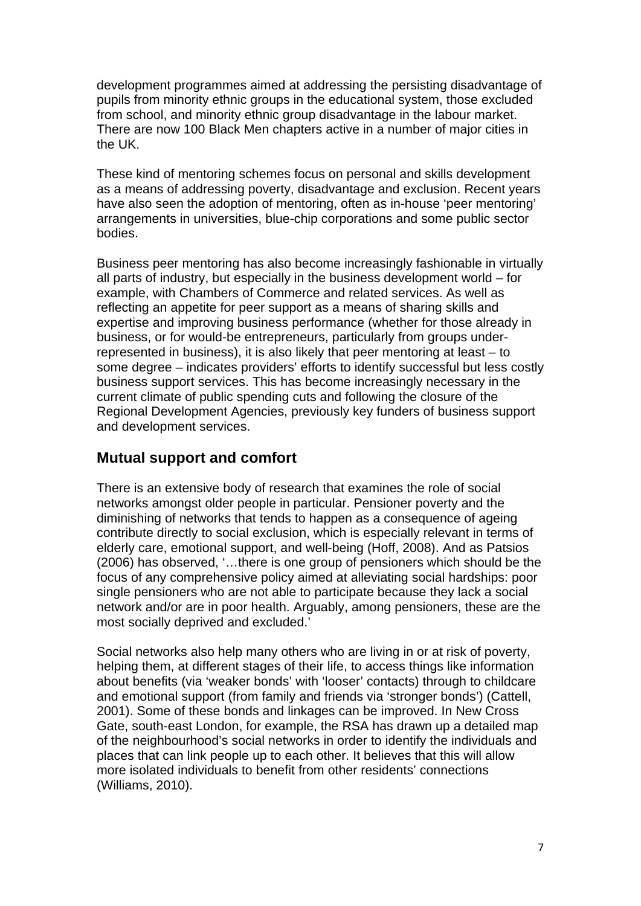development programmes aimed at addressing the persisting disadvantage of pupils from minority ethnic groups in the educational system, those excluded from school, and minority ethnic group disadvantage in the labour market. There are now 100 Black Men chapters active in a number of major cities in the UK.

These kind of mentoring schemes focus on personal and skills development as a means of addressing poverty, disadvantage and exclusion. Recent years have also seen the adoption of mentoring, often as in-house 'peer mentoring' arrangements in universities, blue-chip corporations and some public sector bodies.

Business peer mentoring has also become increasingly fashionable in virtually all parts of industry, but especially in the business development world – for example, with Chambers of Commerce and related services. As well as reflecting an appetite for peer support as a means of sharing skills and expertise and improving business performance (whether for those already in business, or for would-be entrepreneurs, particularly from groups under-represented in business), it is also likely that peer mentoring at least – to some degree – indicates providers' efforts to identify successful but less costly business support services. This has become increasingly necessary in the current climate of public spending cuts and following the closure of the Regional Development Agencies, previously key funders of business support and development services.

## Mutual support and comfort

There is an extensive body of research that examines the role of social networks amongst older people in particular. Pensioner poverty and the diminishing of networks that tends to happen as a consequence of ageing contribute directly to social exclusion, which is especially relevant in terms of elderly care, emotional support, and well-being (Hoff, 2008). And as Patsios (2006) has observed, '…there is one group of pensioners which should be the focus of any comprehensive policy aimed at alleviating social hardships: poor single pensioners who are not able to participate because they lack a social network and/or are in poor health. Arguably, among pensioners, these are the most socially deprived and excluded.'

Social networks also help many others who are living in or at risk of poverty, helping them, at different stages of their life, to access things like information about benefits (via 'weaker bonds' with 'looser' contacts) through to childcare and emotional support (from family and friends via 'stronger bonds') (Cattell, 2001). Some of these bonds and linkages can be improved. In New Cross Gate, south-east London, for example, the RSA has drawn up a detailed map of the neighbourhood's social networks in order to identify the individuals and places that can link people up to each other. It believes that this will allow more isolated individuals to benefit from other residents' connections (Williams, 2010).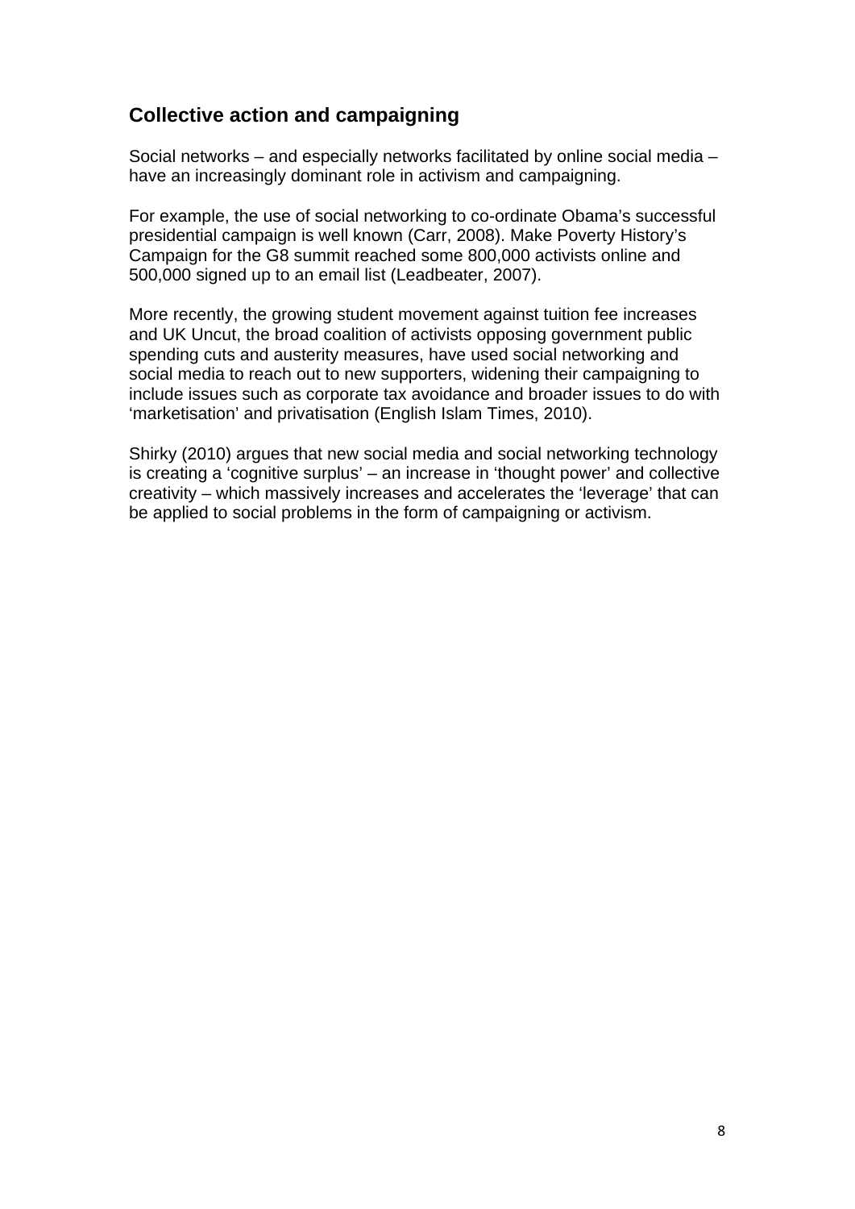## Collective action and campaigning

Social networks – and especially networks facilitated by online social media – have an increasingly dominant role in activism and campaigning.

For example, the use of social networking to co-ordinate Obama's successful presidential campaign is well known (Carr, 2008). Make Poverty History's Campaign for the G8 summit reached some 800,000 activists online and 500,000 signed up to an email list (Leadbeater, 2007).

More recently, the growing student movement against tuition fee increases and UK Uncut, the broad coalition of activists opposing government public spending cuts and austerity measures, have used social networking and social media to reach out to new supporters, widening their campaigning to include issues such as corporate tax avoidance and broader issues to do with 'marketisation' and privatisation (English Islam Times, 2010).

Shirky (2010) argues that new social media and social networking technology is creating a 'cognitive surplus' – an increase in 'thought power' and collective creativity – which massively increases and accelerates the 'leverage' that can be applied to social problems in the form of campaigning or activism.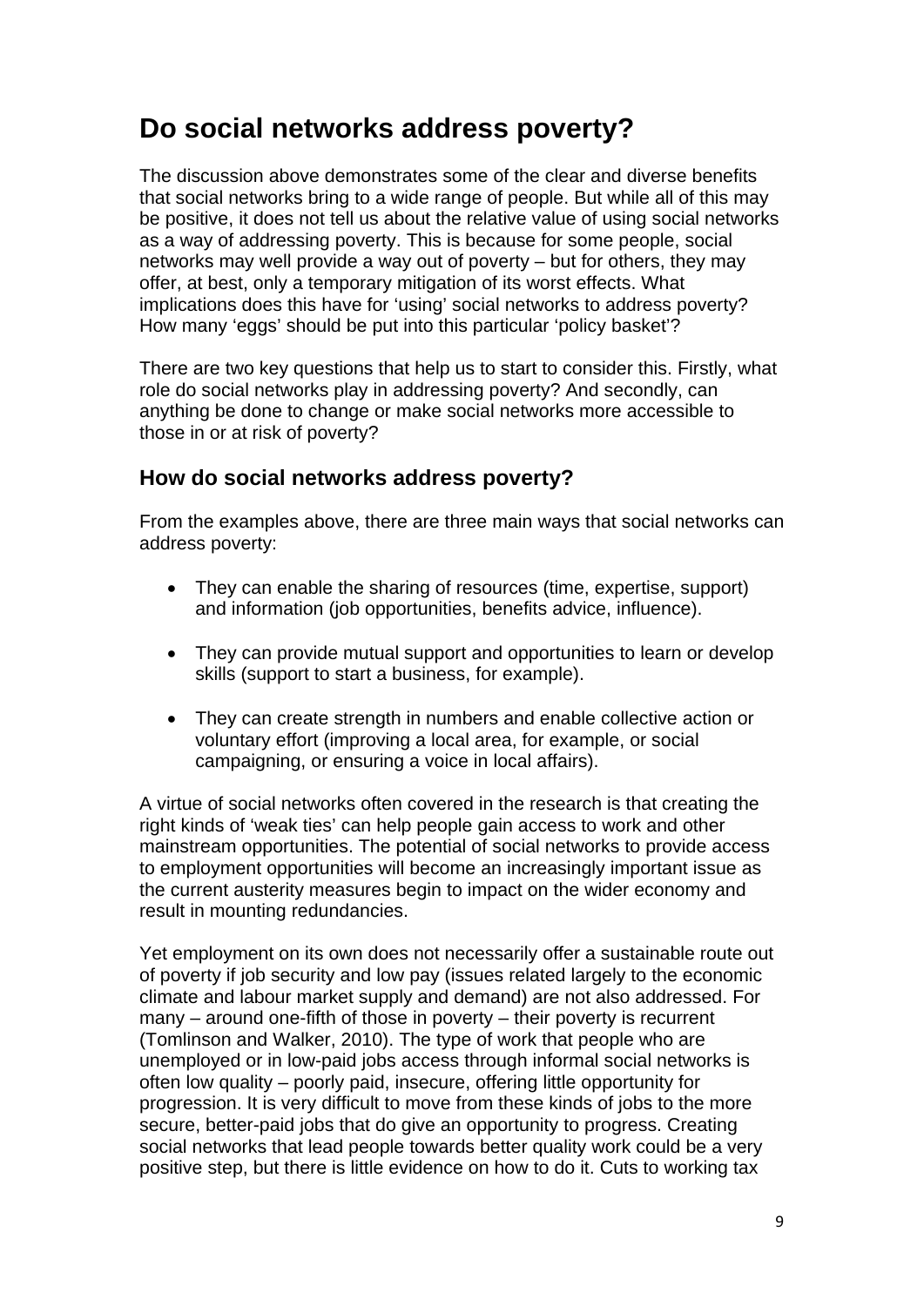# Do social networks address poverty?

The discussion above demonstrates some of the clear and diverse benefits that social networks bring to a wide range of people. But while all of this may be positive, it does not tell us about the relative value of using social networks as a way of addressing poverty. This is because for some people, social networks may well provide a way out of poverty – but for others, they may offer, at best, only a temporary mitigation of its worst effects. What implications does this have for 'using' social networks to address poverty? How many 'eggs' should be put into this particular 'policy basket'?

There are two key questions that help us to start to consider this. Firstly, what role do social networks play in addressing poverty? And secondly, can anything be done to change or make social networks more accessible to those in or at risk of poverty?

## How do social networks address poverty?

From the examples above, there are three main ways that social networks can address poverty:

- They can enable the sharing of resources (time, expertise, support) and information (job opportunities, benefits advice, influence).
- They can provide mutual support and opportunities to learn or develop skills (support to start a business, for example).
- They can create strength in numbers and enable collective action or voluntary effort (improving a local area, for example, or social campaigning, or ensuring a voice in local affairs).

A virtue of social networks often covered in the research is that creating the right kinds of 'weak ties' can help people gain access to work and other mainstream opportunities. The potential of social networks to provide access to employment opportunities will become an increasingly important issue as the current austerity measures begin to impact on the wider economy and result in mounting redundancies.

Yet employment on its own does not necessarily offer a sustainable route out of poverty if job security and low pay (issues related largely to the economic climate and labour market supply and demand) are not also addressed. For many – around one-fifth of those in poverty – their poverty is recurrent (Tomlinson and Walker, 2010). The type of work that people who are unemployed or in low-paid jobs access through informal social networks is often low quality – poorly paid, insecure, offering little opportunity for progression. It is very difficult to move from these kinds of jobs to the more secure, better-paid jobs that do give an opportunity to progress. Creating social networks that lead people towards better quality work could be a very positive step, but there is little evidence on how to do it. Cuts to working tax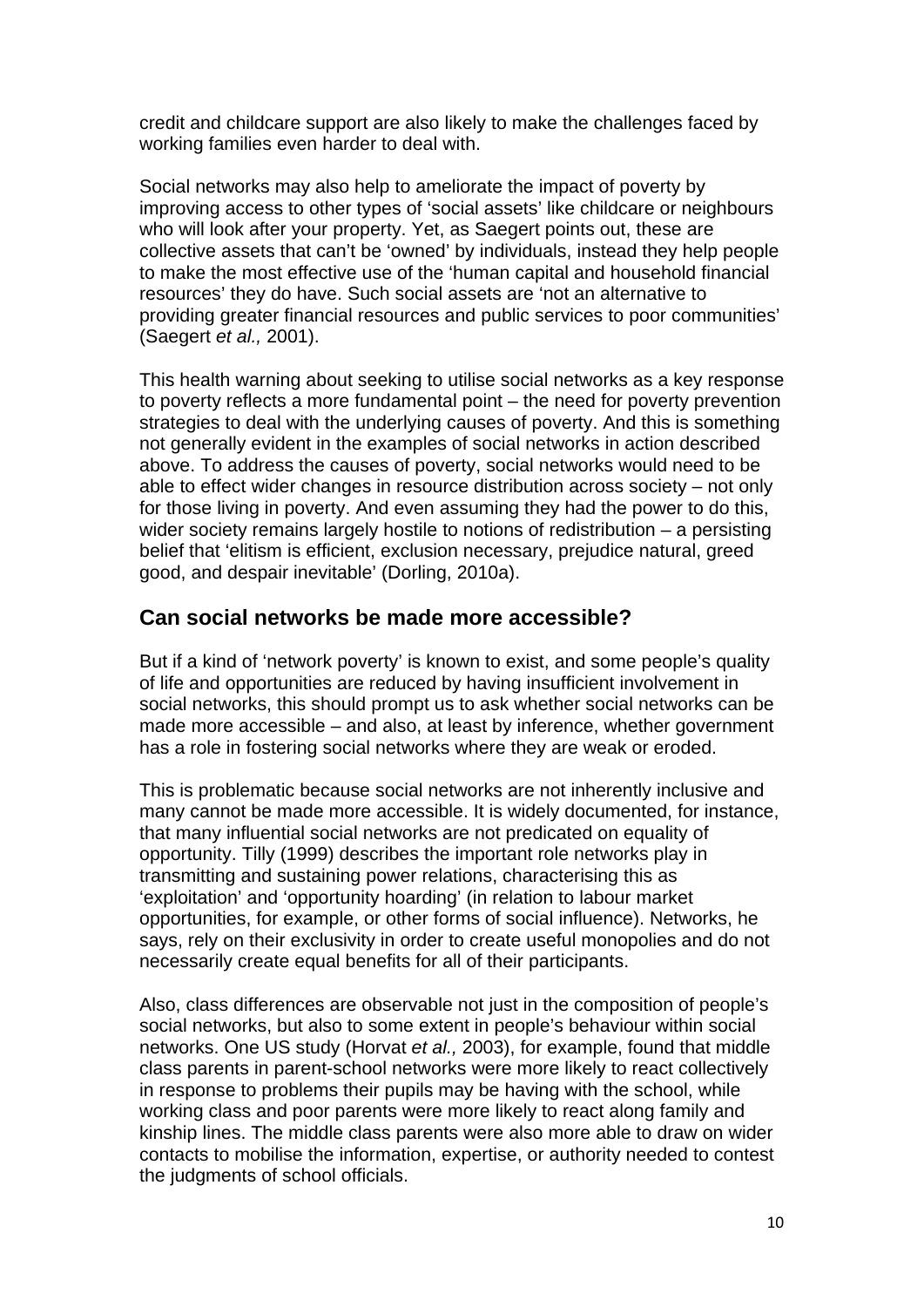credit and childcare support are also likely to make the challenges faced by working families even harder to deal with.

Social networks may also help to ameliorate the impact of poverty by improving access to other types of 'social assets' like childcare or neighbours who will look after your property. Yet, as Saegert points out, these are collective assets that can't be 'owned' by individuals, instead they help people to make the most effective use of the 'human capital and household financial resources' they do have. Such social assets are 'not an alternative to providing greater financial resources and public services to poor communities' (Saegert *et al.,* 2001).

This health warning about seeking to utilise social networks as a key response to poverty reflects a more fundamental point – the need for poverty prevention strategies to deal with the underlying causes of poverty. And this is something not generally evident in the examples of social networks in action described above. To address the causes of poverty, social networks would need to be able to effect wider changes in resource distribution across society – not only for those living in poverty. And even assuming they had the power to do this, wider society remains largely hostile to notions of redistribution – a persisting belief that 'elitism is efficient, exclusion necessary, prejudice natural, greed good, and despair inevitable' (Dorling, 2010a).

## Can social networks be made more accessible?

But if a kind of 'network poverty' is known to exist, and some people's quality of life and opportunities are reduced by having insufficient involvement in social networks, this should prompt us to ask whether social networks can be made more accessible – and also, at least by inference, whether government has a role in fostering social networks where they are weak or eroded.

This is problematic because social networks are not inherently inclusive and many cannot be made more accessible. It is widely documented, for instance, that many influential social networks are not predicated on equality of opportunity. Tilly (1999) describes the important role networks play in transmitting and sustaining power relations, characterising this as 'exploitation' and 'opportunity hoarding' (in relation to labour market opportunities, for example, or other forms of social influence). Networks, he says, rely on their exclusivity in order to create useful monopolies and do not necessarily create equal benefits for all of their participants.

Also, class differences are observable not just in the composition of people's social networks, but also to some extent in people's behaviour within social networks. One US study (Horvat *et al.,* 2003), for example, found that middle class parents in parent-school networks were more likely to react collectively in response to problems their pupils may be having with the school, while working class and poor parents were more likely to react along family and kinship lines. The middle class parents were also more able to draw on wider contacts to mobilise the information, expertise, or authority needed to contest the judgments of school officials.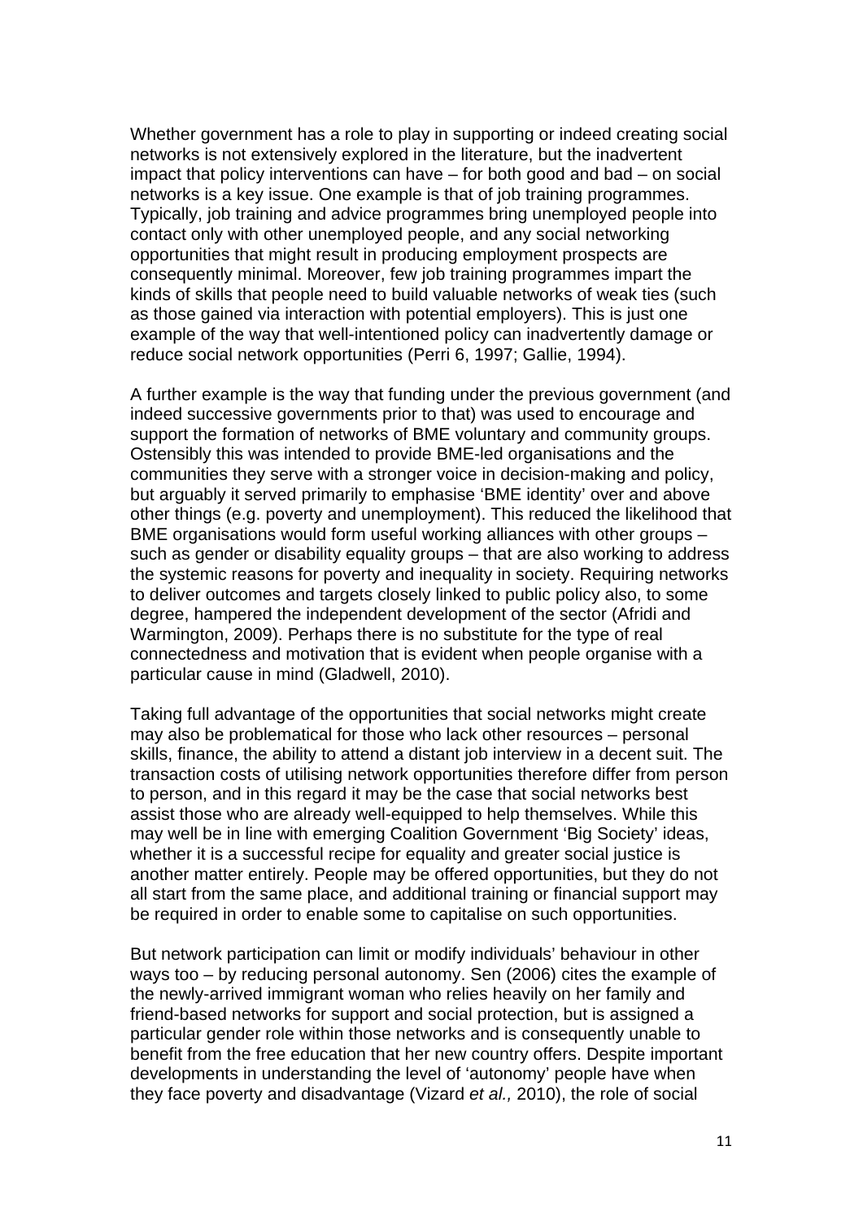Whether government has a role to play in supporting or indeed creating social networks is not extensively explored in the literature, but the inadvertent impact that policy interventions can have – for both good and bad – on social networks is a key issue. One example is that of job training programmes. Typically, job training and advice programmes bring unemployed people into contact only with other unemployed people, and any social networking opportunities that might result in producing employment prospects are consequently minimal. Moreover, few job training programmes impart the kinds of skills that people need to build valuable networks of weak ties (such as those gained via interaction with potential employers). This is just one example of the way that well-intentioned policy can inadvertently damage or reduce social network opportunities (Perri 6, 1997; Gallie, 1994).

A further example is the way that funding under the previous government (and indeed successive governments prior to that) was used to encourage and support the formation of networks of BME voluntary and community groups. Ostensibly this was intended to provide BME-led organisations and the communities they serve with a stronger voice in decision-making and policy, but arguably it served primarily to emphasise 'BME identity' over and above other things (e.g. poverty and unemployment). This reduced the likelihood that BME organisations would form useful working alliances with other groups – such as gender or disability equality groups – that are also working to address the systemic reasons for poverty and inequality in society. Requiring networks to deliver outcomes and targets closely linked to public policy also, to some degree, hampered the independent development of the sector (Afridi and Warmington, 2009). Perhaps there is no substitute for the type of real connectedness and motivation that is evident when people organise with a particular cause in mind (Gladwell, 2010).

Taking full advantage of the opportunities that social networks might create may also be problematical for those who lack other resources – personal skills, finance, the ability to attend a distant job interview in a decent suit. The transaction costs of utilising network opportunities therefore differ from person to person, and in this regard it may be the case that social networks best assist those who are already well-equipped to help themselves. While this may well be in line with emerging Coalition Government 'Big Society' ideas, whether it is a successful recipe for equality and greater social justice is another matter entirely. People may be offered opportunities, but they do not all start from the same place, and additional training or financial support may be required in order to enable some to capitalise on such opportunities.

But network participation can limit or modify individuals' behaviour in other ways too – by reducing personal autonomy. Sen (2006) cites the example of the newly-arrived immigrant woman who relies heavily on her family and friend-based networks for support and social protection, but is assigned a particular gender role within those networks and is consequently unable to benefit from the free education that her new country offers. Despite important developments in understanding the level of 'autonomy' people have when they face poverty and disadvantage (Vizard *et al.,* 2010), the role of social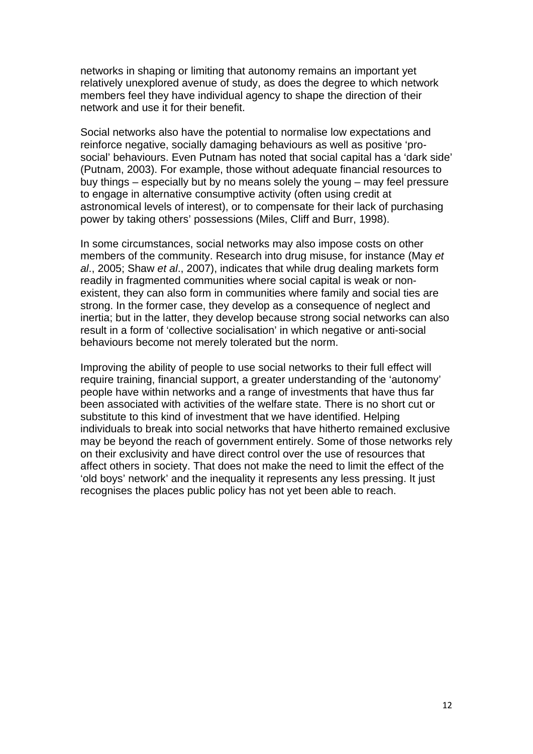networks in shaping or limiting that autonomy remains an important yet relatively unexplored avenue of study, as does the degree to which network members feel they have individual agency to shape the direction of their network and use it for their benefit.

Social networks also have the potential to normalise low expectations and reinforce negative, socially damaging behaviours as well as positive 'pro-social' behaviours. Even Putnam has noted that social capital has a 'dark side' (Putnam, 2003). For example, those without adequate financial resources to buy things – especially but by no means solely the young – may feel pressure to engage in alternative consumptive activity (often using credit at astronomical levels of interest), or to compensate for their lack of purchasing power by taking others' possessions (Miles, Cliff and Burr, 1998).

In some circumstances, social networks may also impose costs on other members of the community. Research into drug misuse, for instance (May *et al*., 2005; Shaw *et al*., 2007), indicates that while drug dealing markets form readily in fragmented communities where social capital is weak or non-existent, they can also form in communities where family and social ties are strong. In the former case, they develop as a consequence of neglect and inertia; but in the latter, they develop because strong social networks can also result in a form of 'collective socialisation' in which negative or anti-social behaviours become not merely tolerated but the norm.

Improving the ability of people to use social networks to their full effect will require training, financial support, a greater understanding of the 'autonomy' people have within networks and a range of investments that have thus far been associated with activities of the welfare state. There is no short cut or substitute to this kind of investment that we have identified. Helping individuals to break into social networks that have hitherto remained exclusive may be beyond the reach of government entirely. Some of those networks rely on their exclusivity and have direct control over the use of resources that affect others in society. That does not make the need to limit the effect of the 'old boys' network' and the inequality it represents any less pressing. It just recognises the places public policy has not yet been able to reach.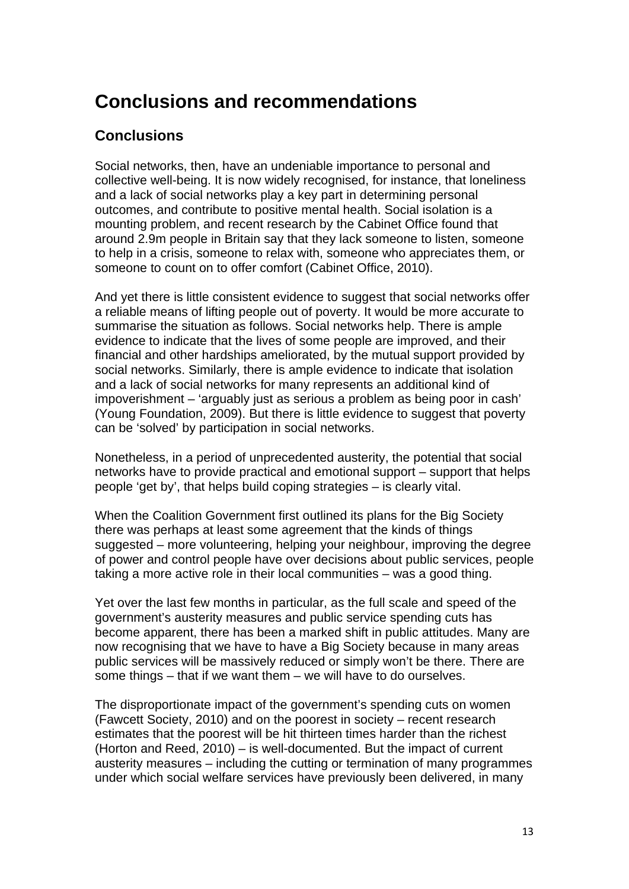# Conclusions and recommendations

## Conclusions

Social networks, then, have an undeniable importance to personal and collective well-being. It is now widely recognised, for instance, that loneliness and a lack of social networks play a key part in determining personal outcomes, and contribute to positive mental health. Social isolation is a mounting problem, and recent research by the Cabinet Office found that around 2.9m people in Britain say that they lack someone to listen, someone to help in a crisis, someone to relax with, someone who appreciates them, or someone to count on to offer comfort (Cabinet Office, 2010).

And yet there is little consistent evidence to suggest that social networks offer a reliable means of lifting people out of poverty. It would be more accurate to summarise the situation as follows. Social networks help. There is ample evidence to indicate that the lives of some people are improved, and their financial and other hardships ameliorated, by the mutual support provided by social networks. Similarly, there is ample evidence to indicate that isolation and a lack of social networks for many represents an additional kind of impoverishment – 'arguably just as serious a problem as being poor in cash' (Young Foundation, 2009). But there is little evidence to suggest that poverty can be 'solved' by participation in social networks.

Nonetheless, in a period of unprecedented austerity, the potential that social networks have to provide practical and emotional support – support that helps people 'get by', that helps build coping strategies – is clearly vital.

When the Coalition Government first outlined its plans for the Big Society there was perhaps at least some agreement that the kinds of things suggested – more volunteering, helping your neighbour, improving the degree of power and control people have over decisions about public services, people taking a more active role in their local communities – was a good thing.

Yet over the last few months in particular, as the full scale and speed of the government's austerity measures and public service spending cuts has become apparent, there has been a marked shift in public attitudes. Many are now recognising that we have to have a Big Society because in many areas public services will be massively reduced or simply won't be there. There are some things – that if we want them – we will have to do ourselves.

The disproportionate impact of the government's spending cuts on women (Fawcett Society, 2010) and on the poorest in society – recent research estimates that the poorest will be hit thirteen times harder than the richest (Horton and Reed, 2010) – is well-documented. But the impact of current austerity measures – including the cutting or termination of many programmes under which social welfare services have previously been delivered, in many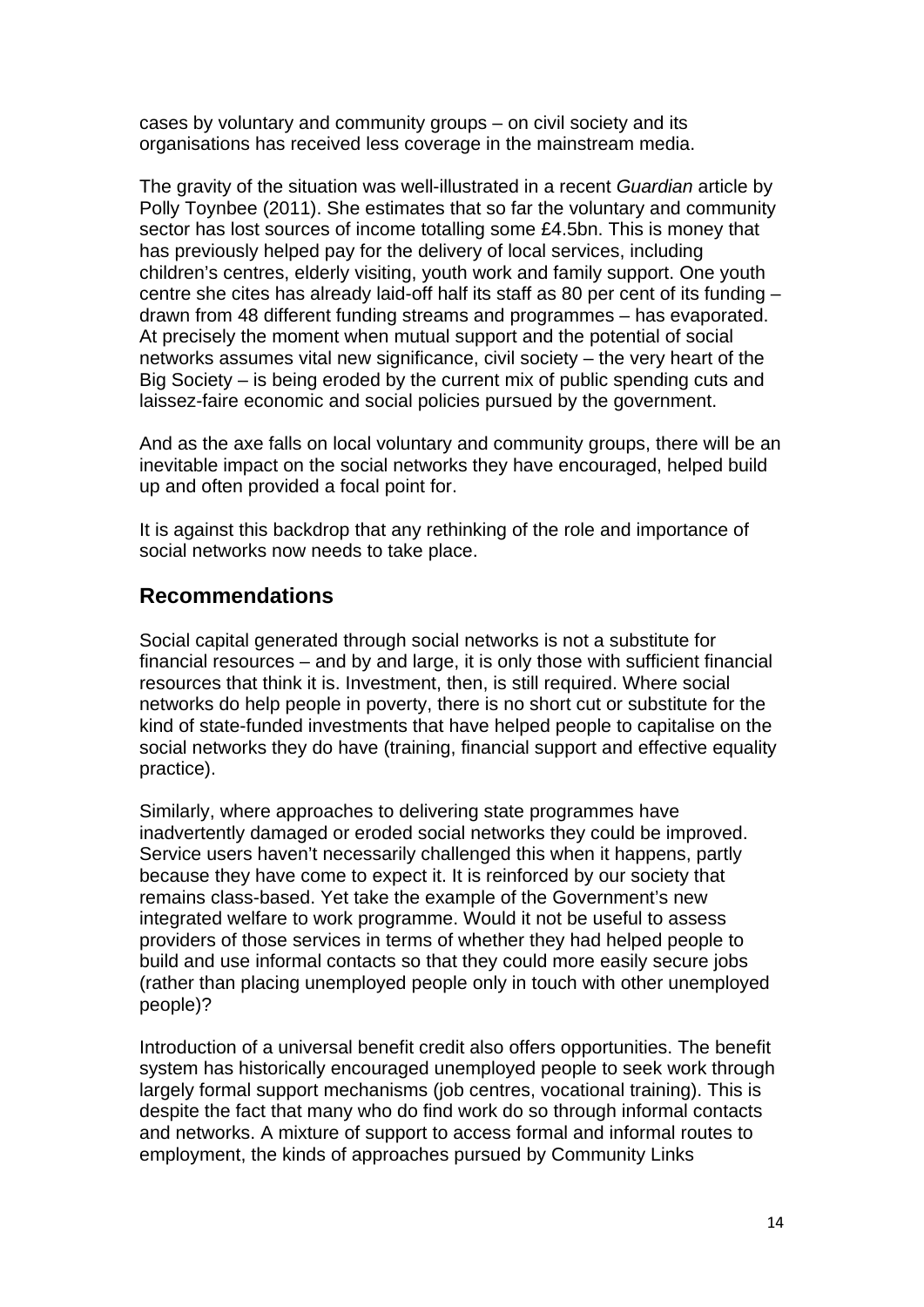cases by voluntary and community groups – on civil society and its organisations has received less coverage in the mainstream media.

The gravity of the situation was well-illustrated in a recent *Guardian* article by Polly Toynbee (2011). She estimates that so far the voluntary and community sector has lost sources of income totalling some £4.5bn. This is money that has previously helped pay for the delivery of local services, including children's centres, elderly visiting, youth work and family support. One youth centre she cites has already laid-off half its staff as 80 per cent of its funding – drawn from 48 different funding streams and programmes – has evaporated. At precisely the moment when mutual support and the potential of social networks assumes vital new significance, civil society – the very heart of the Big Society – is being eroded by the current mix of public spending cuts and laissez-faire economic and social policies pursued by the government.

And as the axe falls on local voluntary and community groups, there will be an inevitable impact on the social networks they have encouraged, helped build up and often provided a focal point for.

It is against this backdrop that any rethinking of the role and importance of social networks now needs to take place.

## Recommendations

Social capital generated through social networks is not a substitute for financial resources – and by and large, it is only those with sufficient financial resources that think it is. Investment, then, is still required. Where social networks do help people in poverty, there is no short cut or substitute for the kind of state-funded investments that have helped people to capitalise on the social networks they do have (training, financial support and effective equality practice).

Similarly, where approaches to delivering state programmes have inadvertently damaged or eroded social networks they could be improved. Service users haven't necessarily challenged this when it happens, partly because they have come to expect it. It is reinforced by our society that remains class-based. Yet take the example of the Government's new integrated welfare to work programme. Would it not be useful to assess providers of those services in terms of whether they had helped people to build and use informal contacts so that they could more easily secure jobs (rather than placing unemployed people only in touch with other unemployed people)?

Introduction of a universal benefit credit also offers opportunities. The benefit system has historically encouraged unemployed people to seek work through largely formal support mechanisms (job centres, vocational training). This is despite the fact that many who do find work do so through informal contacts and networks. A mixture of support to access formal and informal routes to employment, the kinds of approaches pursued by Community Links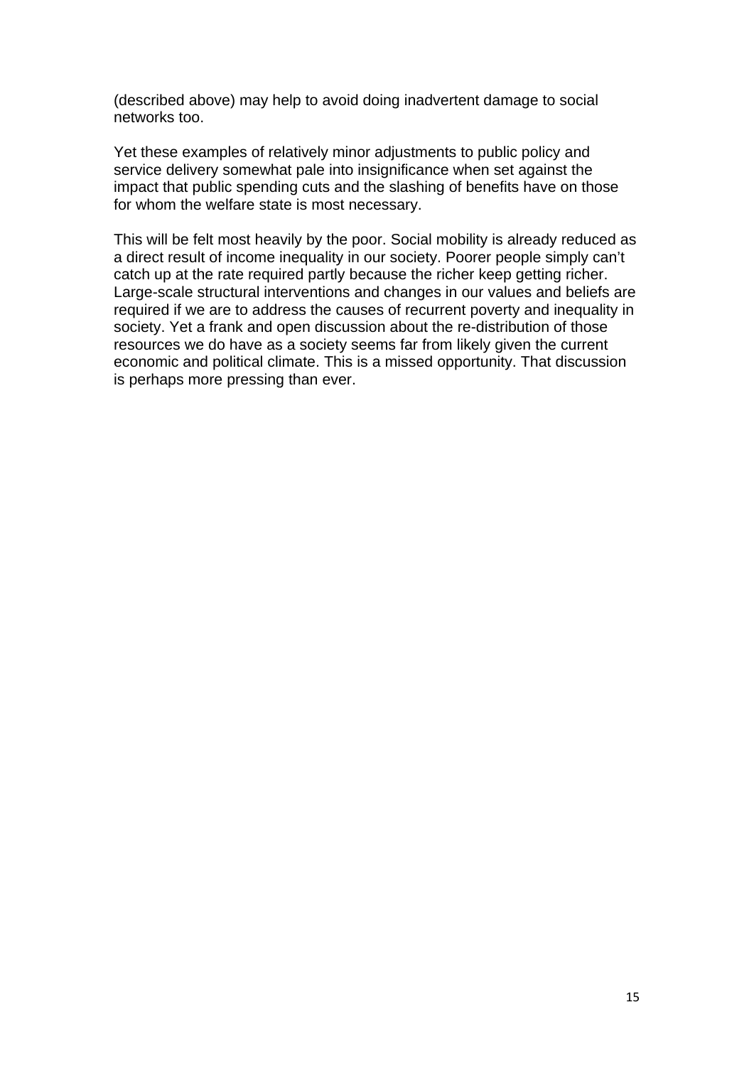(described above) may help to avoid doing inadvertent damage to social networks too.

Yet these examples of relatively minor adjustments to public policy and service delivery somewhat pale into insignificance when set against the impact that public spending cuts and the slashing of benefits have on those for whom the welfare state is most necessary.

This will be felt most heavily by the poor. Social mobility is already reduced as a direct result of income inequality in our society. Poorer people simply can't catch up at the rate required partly because the richer keep getting richer. Large-scale structural interventions and changes in our values and beliefs are required if we are to address the causes of recurrent poverty and inequality in society. Yet a frank and open discussion about the re-distribution of those resources we do have as a society seems far from likely given the current economic and political climate. This is a missed opportunity. That discussion is perhaps more pressing than ever.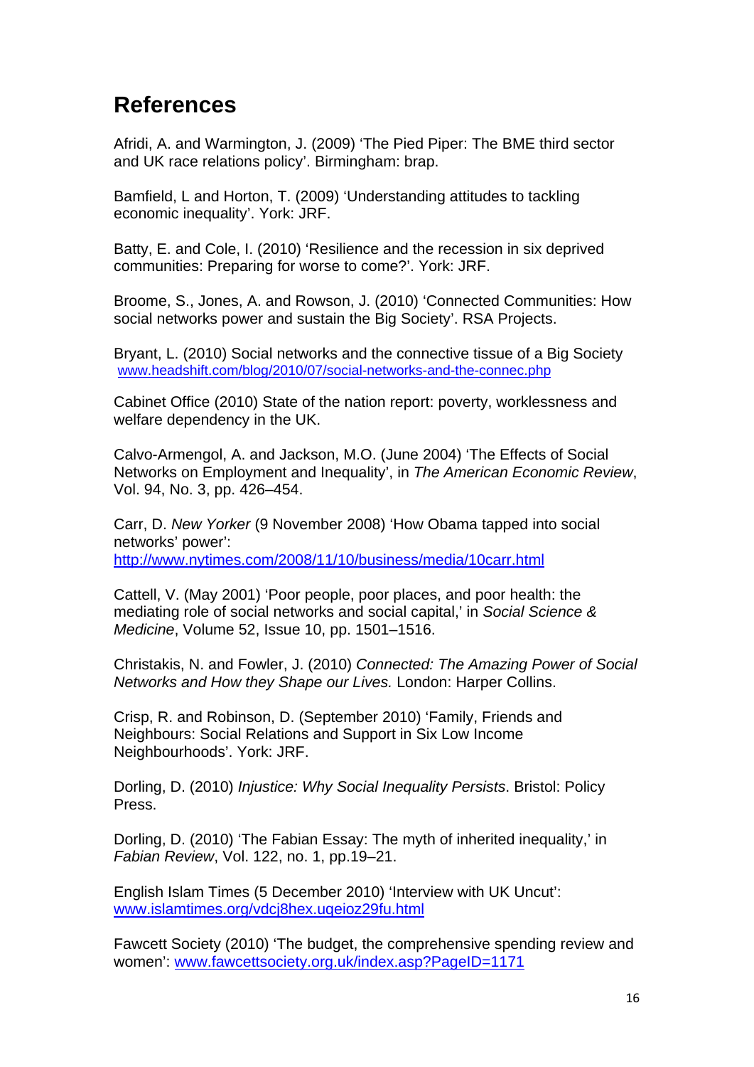# References

Afridi, A. and Warmington, J. (2009) 'The Pied Piper: The BME third sector and UK race relations policy'. Birmingham: brap.

Bamfield, L and Horton, T. (2009) 'Understanding attitudes to tackling economic inequality'. York: JRF.

Batty, E. and Cole, I. (2010) 'Resilience and the recession in six deprived communities: Preparing for worse to come?'. York: JRF.

Broome, S., Jones, A. and Rowson, J. (2010) 'Connected Communities: How social networks power and sustain the Big Society'. RSA Projects.

Bryant, L. (2010) Social networks and the connective tissue of a Big Society www.headshift.com/blog/2010/07/social-networks-and-the-connec.php

Cabinet Office (2010) State of the nation report: poverty, worklessness and welfare dependency in the UK.

Calvo-Armengol, A. and Jackson, M.O. (June 2004) 'The Effects of Social Networks on Employment and Inequality', in *The American Economic Review*, Vol. 94, No. 3, pp. 426–454.

Carr, D. *New Yorker* (9 November 2008) 'How Obama tapped into social networks' power': http://www.nytimes.com/2008/11/10/business/media/10carr.html

Cattell, V. (May 2001) 'Poor people, poor places, and poor health: the mediating role of social networks and social capital,' in *Social Science & Medicine*, Volume 52, Issue 10, pp. 1501–1516.

Christakis, N. and Fowler, J. (2010) *Connected: The Amazing Power of Social Networks and How they Shape our Lives.* London: Harper Collins.

Crisp, R. and Robinson, D. (September 2010) 'Family, Friends and Neighbours: Social Relations and Support in Six Low Income Neighbourhoods'. York: JRF.

Dorling, D. (2010) *Injustice: Why Social Inequality Persists*. Bristol: Policy Press.

Dorling, D. (2010) 'The Fabian Essay: The myth of inherited inequality,' in *Fabian Review*, Vol. 122, no. 1, pp.19–21.

English Islam Times (5 December 2010) 'Interview with UK Uncut': www.islamtimes.org/vdcj8hex.uqeioz29fu.html

Fawcett Society (2010) 'The budget, the comprehensive spending review and women': www.fawcettsociety.org.uk/index.asp?PageID=1171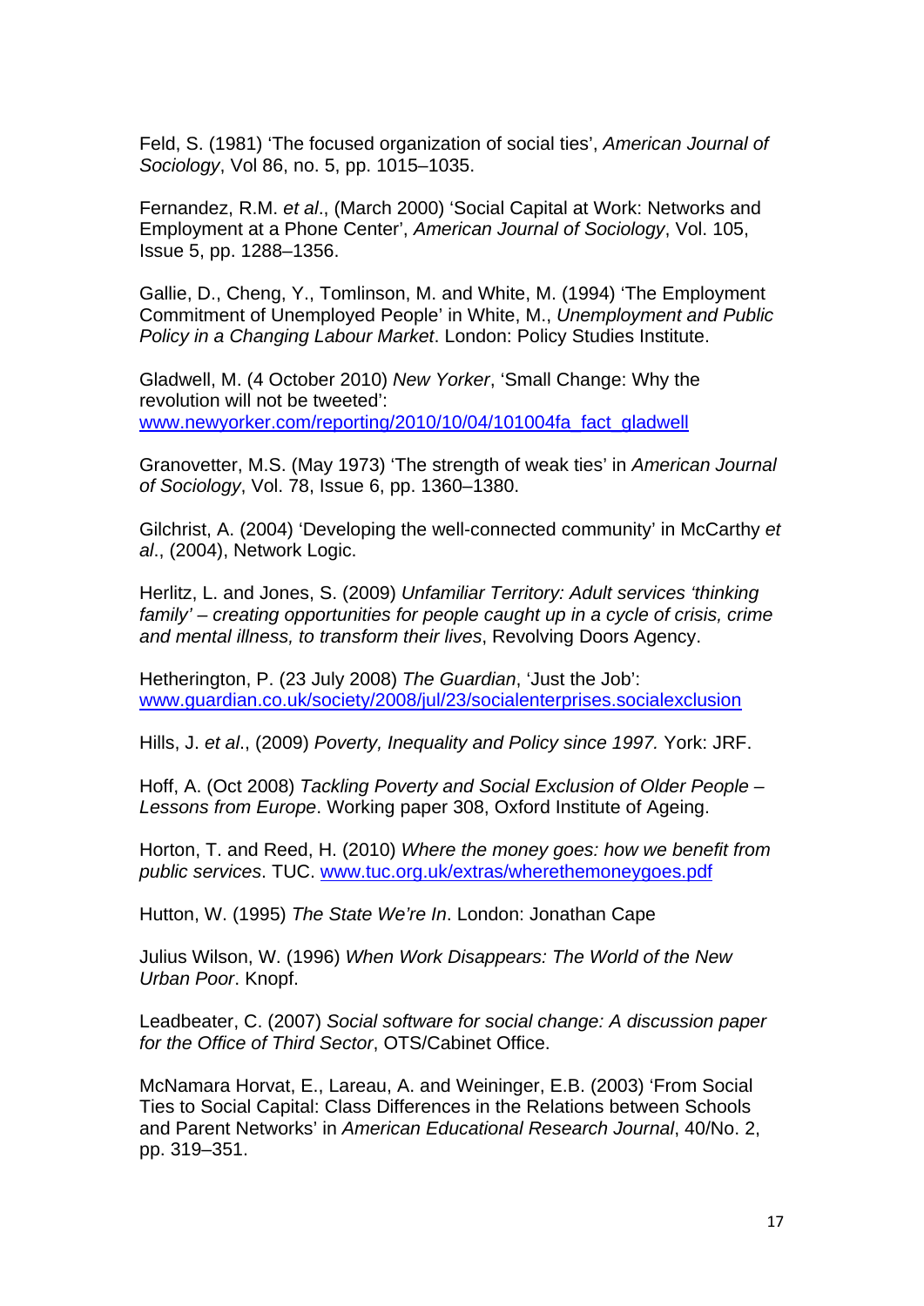Feld, S. (1981) 'The focused organization of social ties', *American Journal of Sociology*, Vol 86, no. 5, pp. 1015–1035.

Fernandez, R.M. *et al*., (March 2000) 'Social Capital at Work: Networks and Employment at a Phone Center', *American Journal of Sociology*, Vol. 105, Issue 5, pp. 1288–1356.

Gallie, D., Cheng, Y., Tomlinson, M. and White, M. (1994) 'The Employment Commitment of Unemployed People' in White, M., *Unemployment and Public Policy in a Changing Labour Market*. London: Policy Studies Institute.

Gladwell, M. (4 October 2010) *New Yorker*, 'Small Change: Why the revolution will not be tweeted': www.newyorker.com/reporting/2010/10/04/101004fa_fact_gladwell

Granovetter, M.S. (May 1973) 'The strength of weak ties' in *American Journal of Sociology*, Vol. 78, Issue 6, pp. 1360–1380.

Gilchrist, A. (2004) 'Developing the well-connected community' in McCarthy *et al*., (2004), Network Logic.

Herlitz, L. and Jones, S. (2009) *Unfamiliar Territory: Adult services 'thinking family' – creating opportunities for people caught up in a cycle of crisis, crime and mental illness, to transform their lives*, Revolving Doors Agency.

Hetherington, P. (23 July 2008) *The Guardian*, 'Just the Job': www.guardian.co.uk/society/2008/jul/23/socialenterprises.socialexclusion

Hills, J. *et al*., (2009) *Poverty, Inequality and Policy since 1997.* York: JRF.

Hoff, A. (Oct 2008) *Tackling Poverty and Social Exclusion of Older People – Lessons from Europe*. Working paper 308, Oxford Institute of Ageing.

Horton, T. and Reed, H. (2010) *Where the money goes: how we benefit from public services*. TUC. www.tuc.org.uk/extras/wherethemoneygoes.pdf

Hutton, W. (1995) *The State We're In*. London: Jonathan Cape

Julius Wilson, W. (1996) *When Work Disappears: The World of the New Urban Poor*. Knopf.

Leadbeater, C. (2007) *Social software for social change: A discussion paper for the Office of Third Sector*, OTS/Cabinet Office.

McNamara Horvat, E., Lareau, A. and Weininger, E.B. (2003) 'From Social Ties to Social Capital: Class Differences in the Relations between Schools and Parent Networks' in *American Educational Research Journal*, 40/No. 2, pp. 319–351.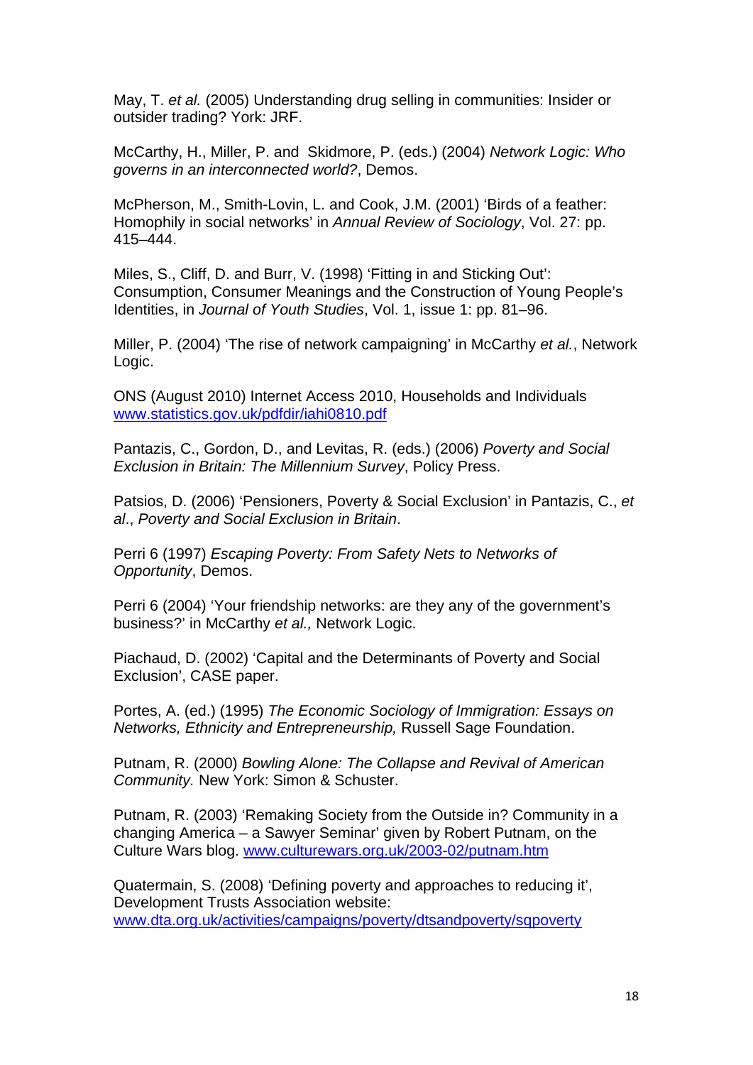May, T. *et al.* (2005) Understanding drug selling in communities: Insider or outsider trading? York: JRF.

McCarthy, H., Miller, P. and Skidmore, P. (eds.) (2004) *Network Logic: Who governs in an interconnected world?*, Demos.

McPherson, M., Smith-Lovin, L. and Cook, J.M. (2001) 'Birds of a feather: Homophily in social networks' in *Annual Review of Sociology*, Vol. 27: pp. 415–444.

Miles, S., Cliff, D. and Burr, V. (1998) 'Fitting in and Sticking Out': Consumption, Consumer Meanings and the Construction of Young People's Identities, in *Journal of Youth Studies*, Vol. 1, issue 1: pp. 81–96.

Miller, P. (2004) 'The rise of network campaigning' in McCarthy *et al.*, Network Logic.

ONS (August 2010) Internet Access 2010, Households and Individuals [www.statistics.gov.uk/pdfdir/iahi0810.pdf](www.statistics.gov.uk/pdfdir/iahi0810.pdf)

Pantazis, C., Gordon, D., and Levitas, R. (eds.) (2006) *Poverty and Social Exclusion in Britain: The Millennium Survey*, Policy Press.

Patsios, D. (2006) 'Pensioners, Poverty & Social Exclusion' in Pantazis, C., *et al*., *Poverty and Social Exclusion in Britain*.

Perri 6 (1997) *Escaping Poverty: From Safety Nets to Networks of Opportunity*, Demos.

Perri 6 (2004) 'Your friendship networks: are they any of the government's business?' in McCarthy *et al.,* Network Logic.

Piachaud, D. (2002) 'Capital and the Determinants of Poverty and Social Exclusion', CASE paper.

Portes, A. (ed.) (1995) *The Economic Sociology of Immigration: Essays on Networks, Ethnicity and Entrepreneurship,* Russell Sage Foundation.

Putnam, R. (2000) *Bowling Alone: The Collapse and Revival of American Community.* New York: Simon & Schuster.

Putnam, R. (2003) 'Remaking Society from the Outside in? Community in a changing America – a Sawyer Seminar' given by Robert Putnam, on the Culture Wars blog. [www.culturewars.org.uk/2003-02/putnam.htm](www.culturewars.org.uk/2003-02/putnam.htm)

Quatermain, S. (2008) 'Defining poverty and approaches to reducing it', Development Trusts Association website: [www.dta.org.uk/activities/campaigns/poverty/dtsandpoverty/sqpoverty](www.dta.org.uk/activities/campaigns/poverty/dtsandpoverty/sqpoverty)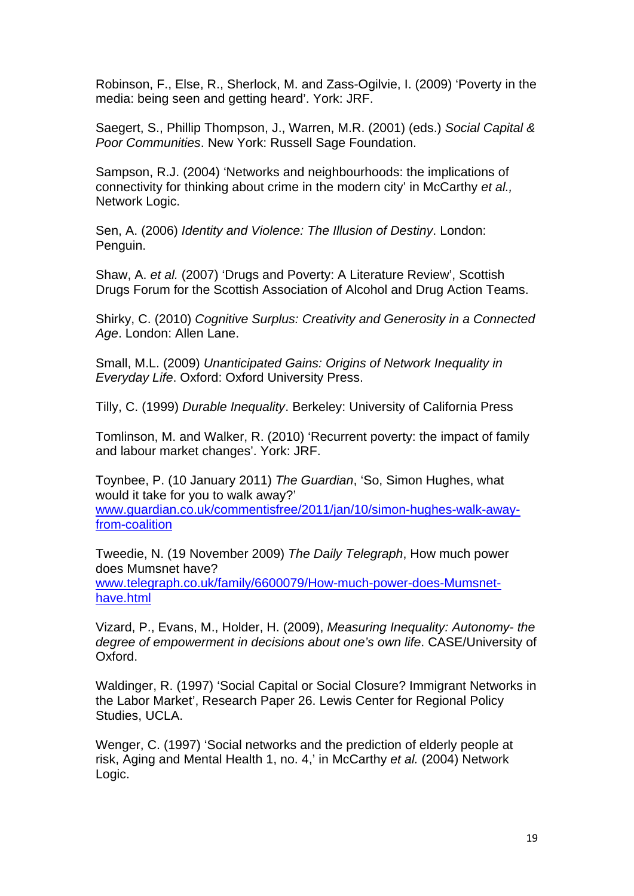Robinson, F., Else, R., Sherlock, M. and Zass-Ogilvie, I. (2009) 'Poverty in the media: being seen and getting heard'. York: JRF.

Saegert, S., Phillip Thompson, J., Warren, M.R. (2001) (eds.) *Social Capital & Poor Communities*. New York: Russell Sage Foundation.

Sampson, R.J. (2004) 'Networks and neighbourhoods: the implications of connectivity for thinking about crime in the modern city' in McCarthy *et al.,* Network Logic.

Sen, A. (2006) *Identity and Violence: The Illusion of Destiny*. London: Penguin.

Shaw, A. *et al.* (2007) 'Drugs and Poverty: A Literature Review', Scottish Drugs Forum for the Scottish Association of Alcohol and Drug Action Teams.

Shirky, C. (2010) *Cognitive Surplus: Creativity and Generosity in a Connected Age*. London: Allen Lane.

Small, M.L. (2009) *Unanticipated Gains: Origins of Network Inequality in Everyday Life*. Oxford: Oxford University Press.

Tilly, C. (1999) *Durable Inequality*. Berkeley: University of California Press

Tomlinson, M. and Walker, R. (2010) 'Recurrent poverty: the impact of family and labour market changes'. York: JRF.

Toynbee, P. (10 January 2011) *The Guardian*, 'So, Simon Hughes, what would it take for you to walk away?' [www.guardian.co.uk/commentisfree/2011/jan/10/simon-hughes-walk-away-from-coalition](www.guardian.co.uk/commentisfree/2011/jan/10/simon-hughes-walk-away-from-coalition)

Tweedie, N. (19 November 2009) *The Daily Telegraph*, How much power does Mumsnet have? [www.telegraph.co.uk/family/6600079/How-much-power-does-Mumsnet-have.html](www.telegraph.co.uk/family/6600079/How-much-power-does-Mumsnet-have.html)

Vizard, P., Evans, M., Holder, H. (2009), *Measuring Inequality: Autonomy- the degree of empowerment in decisions about one's own life*. CASE/University of Oxford.

Waldinger, R. (1997) 'Social Capital or Social Closure? Immigrant Networks in the Labor Market', Research Paper 26. Lewis Center for Regional Policy Studies, UCLA.

Wenger, C. (1997) 'Social networks and the prediction of elderly people at risk, Aging and Mental Health 1, no. 4,' in McCarthy *et al.* (2004) Network Logic.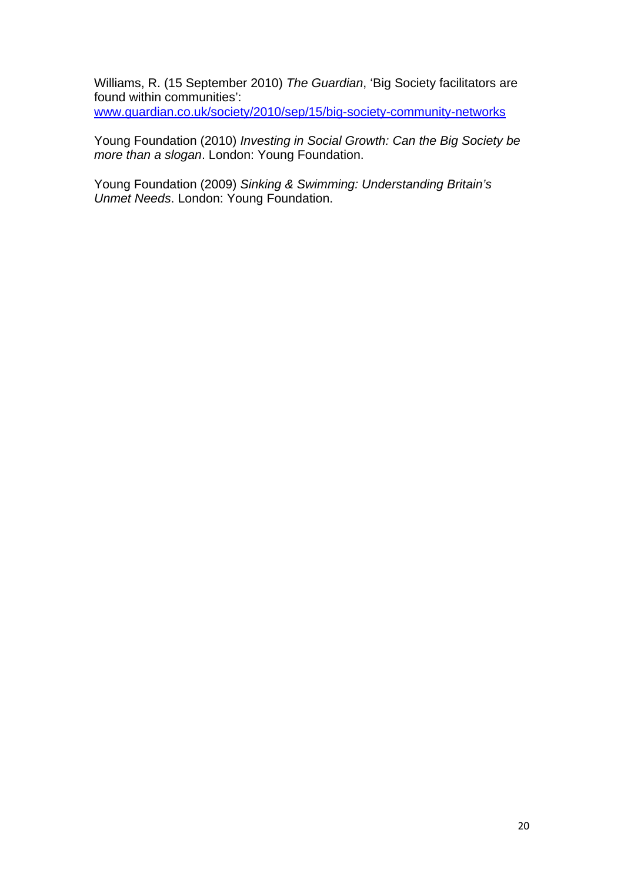Williams, R. (15 September 2010) *The Guardian*, 'Big Society facilitators are found within communities': [www.guardian.co.uk/society/2010/sep/15/big-society-community-networks](http://www.guardian.co.uk/society/2010/sep/15/big-society-community-networks)

Young Foundation (2010) *Investing in Social Growth: Can the Big Society be more than a slogan*. London: Young Foundation.

Young Foundation (2009) *Sinking & Swimming: Understanding Britain's Unmet Needs*. London: Young Foundation.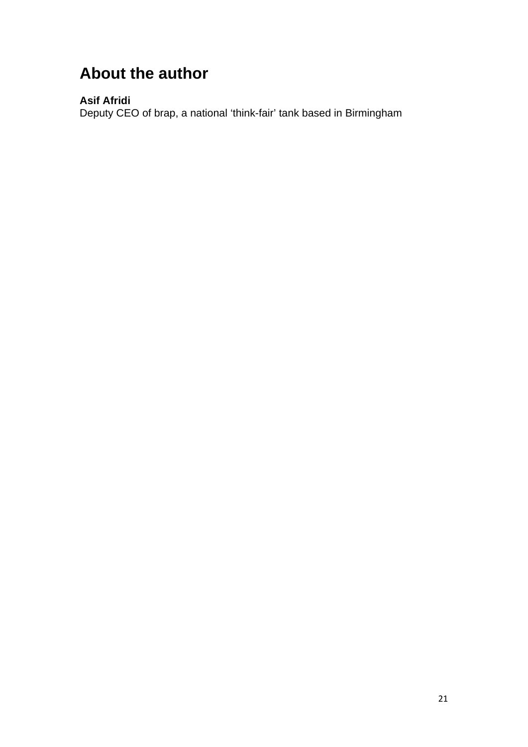## About the author

**Asif Afridi**
Deputy CEO of brap, a national ‘think-fair’ tank based in Birmingham